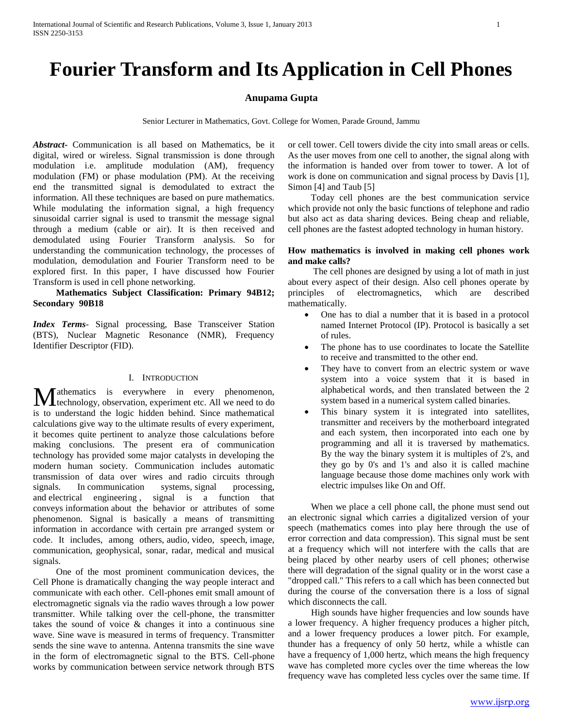# Fourier Transform and Its Application in Cell Phones

**Anupama Gupta**

Senior Lecturer in Mathematics, Govt. College for Women, Parade Ground, Jammu

***Abstract*-** Communication is all based on Mathematics, be it digital, wired or wireless. Signal transmission is done through modulation i.e. amplitude modulation (AM), frequency modulation (FM) or phase modulation (PM). At the receiving end the transmitted signal is demodulated to extract the information. All these techniques are based on pure mathematics. While modulating the information signal, a high frequency sinusoidal carrier signal is used to transmit the message signal through a medium (cable or air). It is then received and demodulated using Fourier Transform analysis. So for understanding the communication technology, the processes of modulation, demodulation and Fourier Transform need to be explored first. In this paper, I have discussed how Fourier Transform is used in cell phone networking.

**Mathematics Subject Classification: Primary 94B12; Secondary 90B18**

***Index Terms*-** Signal processing, Base Transceiver Station (BTS), Nuclear Magnetic Resonance (NMR), Frequency Identifier Descriptor (FID).

## I. Introduction

Mathematics is everywhere in every phenomenon, technology, observation, experiment etc. All we need to do is to understand the logic hidden behind. Since mathematical calculations give way to the ultimate results of every experiment, it becomes quite pertinent to analyze those calculations before making conclusions. The present era of communication technology has provided some major catalysts in developing the modern human society. Communication includes automatic transmission of data over wires and radio circuits through signals. In communication systems, signal processing, and electrical engineering , signal is a function that conveys information about the behavior or attributes of some phenomenon. Signal is basically a means of transmitting information in accordance with certain pre arranged system or code. It includes, among others, audio, video, speech, image, communication, geophysical, sonar, radar, medical and musical signals.

One of the most prominent communication devices, the Cell Phone is dramatically changing the way people interact and communicate with each other. Cell-phones emit small amount of electromagnetic signals via the radio waves through a low power transmitter. While talking over the cell-phone, the transmitter takes the sound of voice & changes it into a continuous sine wave. Sine wave is measured in terms of frequency. Transmitter sends the sine wave to antenna. Antenna transmits the sine wave in the form of electromagnetic signal to the BTS. Cell-phone works by communication between service network through BTS or cell tower. Cell towers divide the city into small areas or cells. As the user moves from one cell to another, the signal along with the information is handed over from tower to tower. A lot of work is done on communication and signal process by Davis [1], Simon [4] and Taub [5]

Today cell phones are the best communication service which provide not only the basic functions of telephone and radio but also act as data sharing devices. Being cheap and reliable, cell phones are the fastest adopted technology in human history.

**How mathematics is involved in making cell phones work and make calls?**

The cell phones are designed by using a lot of math in just about every aspect of their design. Also cell phones operate by principles of electromagnetics, which are described mathematically.

- One has to dial a number that it is based in a protocol named Internet Protocol (IP). Protocol is basically a set of rules.
- The phone has to use coordinates to locate the Satellite to receive and transmitted to the other end.
- They have to convert from an electric system or wave system into a voice system that it is based in alphabetical words, and then translated between the 2 system based in a numerical system called binaries.
- This binary system it is integrated into satellites, transmitter and receivers by the motherboard integrated and each system, then incorporated into each one by programming and all it is traversed by mathematics. By the way the binary system it is multiples of 2's, and they go by 0's and 1's and also it is called machine language because those dome machines only work with electric impulses like On and Off.

When we place a cell phone call, the phone must send out an electronic signal which carries a digitalized version of your speech (mathematics comes into play here through the use of error correction and data compression). This signal must be sent at a frequency which will not interfere with the calls that are being placed by other nearby users of cell phones; otherwise there will degradation of the signal quality or in the worst case a "dropped call." This refers to a call which has been connected but during the course of the conversation there is a loss of signal which disconnects the call.

High sounds have higher frequencies and low sounds have a lower frequency. A higher frequency produces a higher pitch, and a lower frequency produces a lower pitch. For example, thunder has a frequency of only 50 hertz, while a whistle can have a frequency of 1,000 hertz, which means the high frequency wave has completed more cycles over the time whereas the low frequency wave has completed less cycles over the same time. If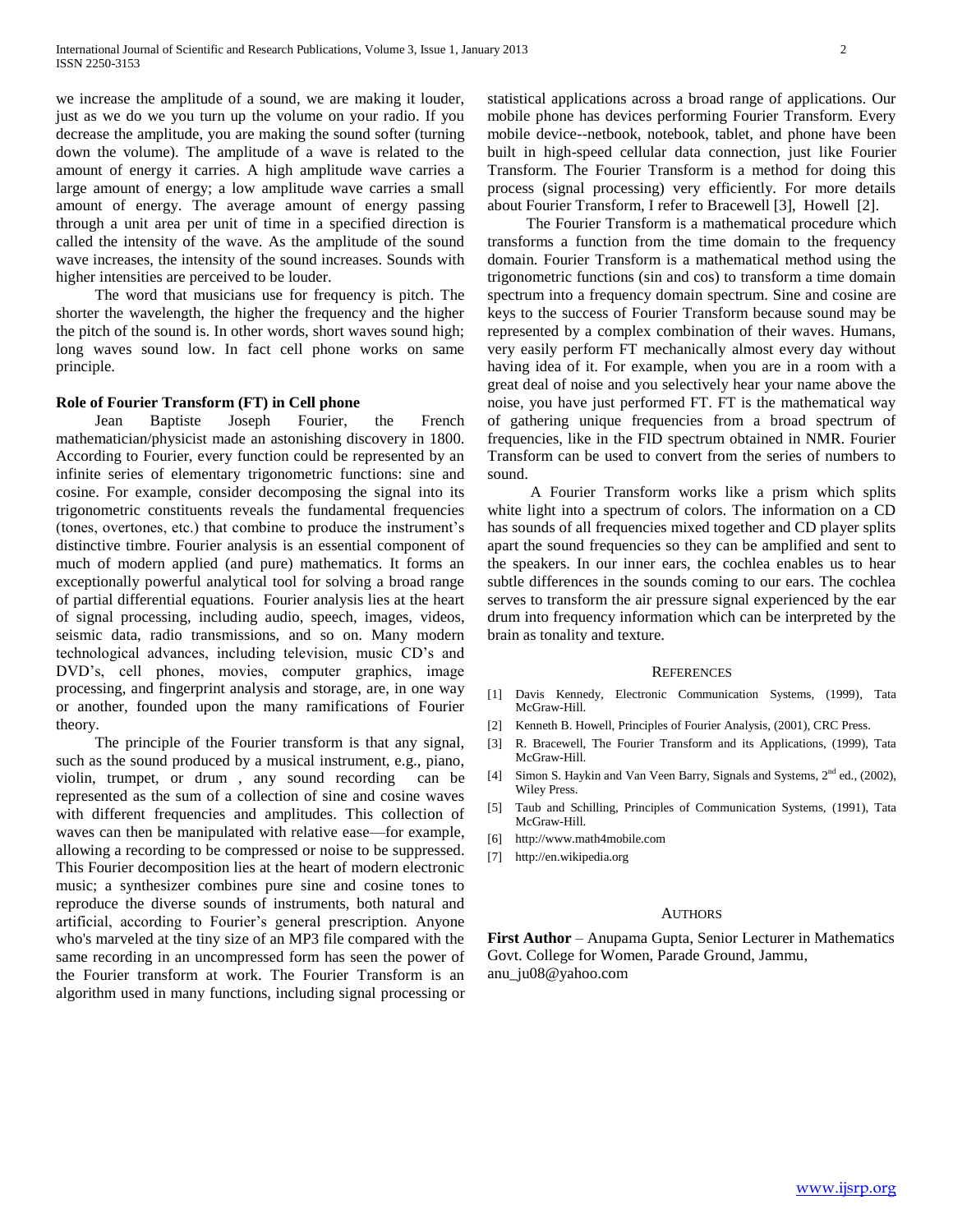we increase the amplitude of a sound, we are making it louder, just as we do we you turn up the volume on your radio. If you decrease the amplitude, you are making the sound softer (turning down the volume). The amplitude of a wave is related to the amount of energy it carries. A high amplitude wave carries a large amount of energy; a low amplitude wave carries a small amount of energy. The average amount of energy passing through a unit area per unit of time in a specified direction is called the intensity of the wave. As the amplitude of the sound wave increases, the intensity of the sound increases. Sounds with higher intensities are perceived to be louder.

The word that musicians use for frequency is pitch. The shorter the wavelength, the higher the frequency and the higher the pitch of the sound is. In other words, short waves sound high; long waves sound low. In fact cell phone works on same principle.

**Role of Fourier Transform (FT) in Cell phone**

Jean Baptiste Joseph Fourier, the French mathematician/physicist made an astonishing discovery in 1800. According to Fourier, every function could be represented by an infinite series of elementary trigonometric functions: sine and cosine. For example, consider decomposing the signal into its trigonometric constituents reveals the fundamental frequencies (tones, overtones, etc.) that combine to produce the instrument's distinctive timbre. Fourier analysis is an essential component of much of modern applied (and pure) mathematics. It forms an exceptionally powerful analytical tool for solving a broad range of partial differential equations. Fourier analysis lies at the heart of signal processing, including audio, speech, images, videos, seismic data, radio transmissions, and so on. Many modern technological advances, including television, music CD's and DVD's, cell phones, movies, computer graphics, image processing, and fingerprint analysis and storage, are, in one way or another, founded upon the many ramifications of Fourier theory.

The principle of the Fourier transform is that any signal, such as the sound produced by a musical instrument, e.g., piano, violin, trumpet, or drum , any sound recording can be represented as the sum of a collection of sine and cosine waves with different frequencies and amplitudes. This collection of waves can then be manipulated with relative ease—for example, allowing a recording to be compressed or noise to be suppressed. This Fourier decomposition lies at the heart of modern electronic music; a synthesizer combines pure sine and cosine tones to reproduce the diverse sounds of instruments, both natural and artificial, according to Fourier's general prescription. Anyone who's marveled at the tiny size of an MP3 file compared with the same recording in an uncompressed form has seen the power of the Fourier transform at work. The Fourier Transform is an algorithm used in many functions, including signal processing or statistical applications across a broad range of applications. Our mobile phone has devices performing Fourier Transform. Every mobile device--netbook, notebook, tablet, and phone have been built in high-speed cellular data connection, just like Fourier Transform. The Fourier Transform is a method for doing this process (signal processing) very efficiently. For more details about Fourier Transform, I refer to Bracewell [3], Howell [2].

The Fourier Transform is a mathematical procedure which transforms a function from the time domain to the frequency domain. Fourier Transform is a mathematical method using the trigonometric functions (sin and cos) to transform a time domain spectrum into a frequency domain spectrum. Sine and cosine are keys to the success of Fourier Transform because sound may be represented by a complex combination of their waves. Humans, very easily perform FT mechanically almost every day without having idea of it. For example, when you are in a room with a great deal of noise and you selectively hear your name above the noise, you have just performed FT. FT is the mathematical way of gathering unique frequencies from a broad spectrum of frequencies, like in the FID spectrum obtained in NMR. Fourier Transform can be used to convert from the series of numbers to sound.

A Fourier Transform works like a prism which splits white light into a spectrum of colors. The information on a CD has sounds of all frequencies mixed together and CD player splits apart the sound frequencies so they can be amplified and sent to the speakers. In our inner ears, the cochlea enables us to hear subtle differences in the sounds coming to our ears. The cochlea serves to transform the air pressure signal experienced by the ear drum into frequency information which can be interpreted by the brain as tonality and texture.

## References

[1] Davis Kennedy, Electronic Communication Systems, (1999), Tata McGraw-Hill.

[2] Kenneth B. Howell, Principles of Fourier Analysis, (2001), CRC Press.

[3] R. Bracewell, The Fourier Transform and its Applications, (1999), Tata McGraw-Hill.

[4] Simon S. Haykin and Van Veen Barry, Signals and Systems, 2nd ed., (2002), Wiley Press.

[5] Taub and Schilling, Principles of Communication Systems, (1991), Tata McGraw-Hill.

[6] http://www.math4mobile.com

[7] http://en.wikipedia.org

## Authors

**First Author** – Anupama Gupta, Senior Lecturer in Mathematics Govt. College for Women, Parade Ground, Jammu, anu_ju08@yahoo.com